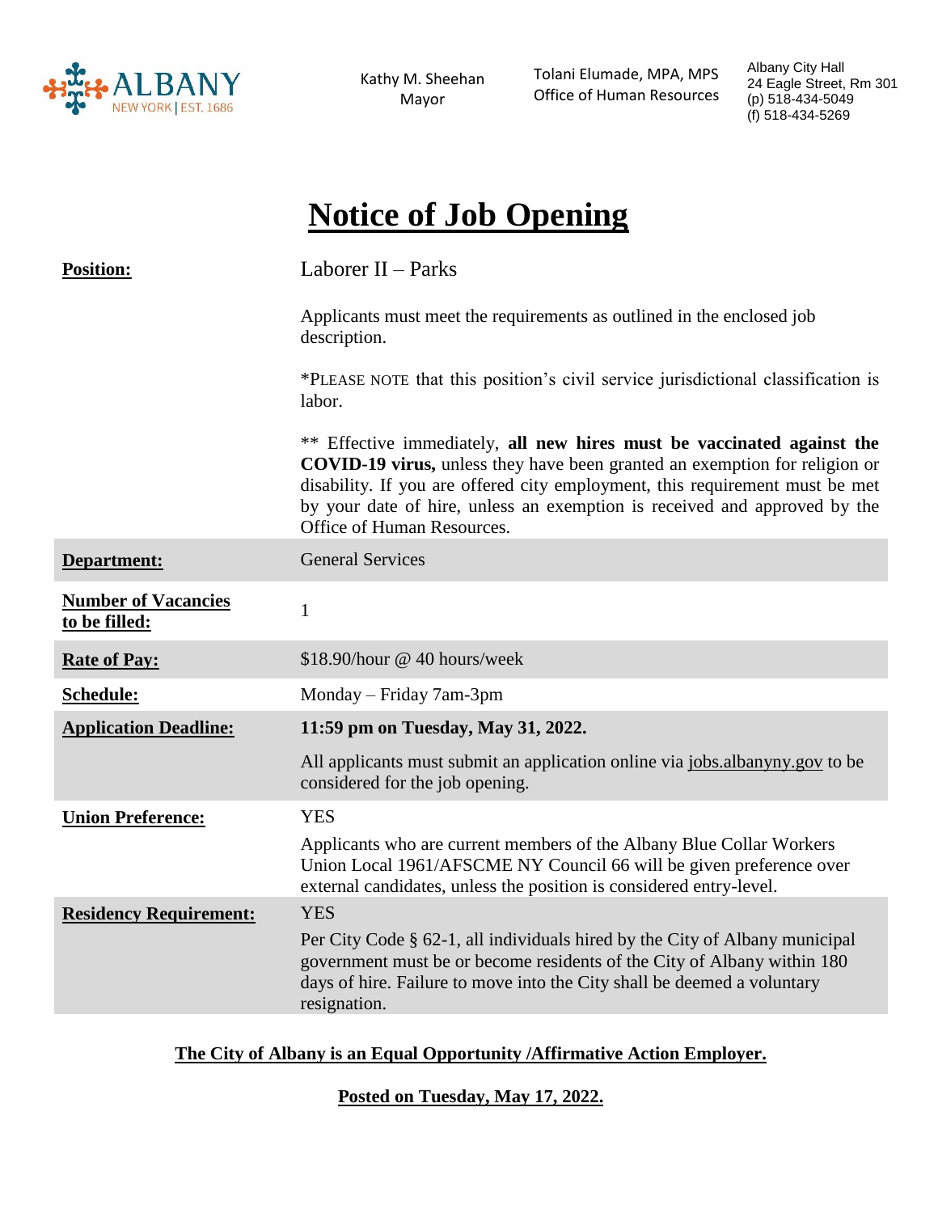ALBANY NEW YORK | EST. 1686

Kathy M. Sheehan
Mayor

Tolani Elumade, MPA, MPS
Office of Human Resources

Albany City Hall
24 Eagle Street, Rm 301
(p) 518-434-5049
(f) 518-434-5269

# Notice of Job Opening

| | |
|---|---|
| **Position:** | Laborer II – Parks<br><br>Applicants must meet the requirements as outlined in the enclosed job description.<br><br>*PLEASE NOTE that this position's civil service jurisdictional classification is labor.<br><br>** Effective immediately, **all new hires must be vaccinated against the COVID-19 virus,** unless they have been granted an exemption for religion or disability. If you are offered city employment, this requirement must be met by your date of hire, unless an exemption is received and approved by the Office of Human Resources. |
| **Department:** | General Services |
| **Number of Vacancies to be filled:** | 1 |
| **Rate of Pay:** | $18.90/hour @ 40 hours/week |
| **Schedule:** | Monday – Friday 7am-3pm |
| **Application Deadline:** | **11:59 pm on Tuesday, May 31, 2022.**<br><br>All applicants must submit an application online via jobs.albanyny.gov to be considered for the job opening. |
| **Union Preference:** | YES<br><br>Applicants who are current members of the Albany Blue Collar Workers Union Local 1961/AFSCME NY Council 66 will be given preference over external candidates, unless the position is considered entry-level. |
| **Residency Requirement:** | YES<br><br>Per City Code § 62-1, all individuals hired by the City of Albany municipal government must be or become residents of the City of Albany within 180 days of hire. Failure to move into the City shall be deemed a voluntary resignation. |

**The City of Albany is an Equal Opportunity /Affirmative Action Employer.**

**Posted on Tuesday, May 17, 2022.**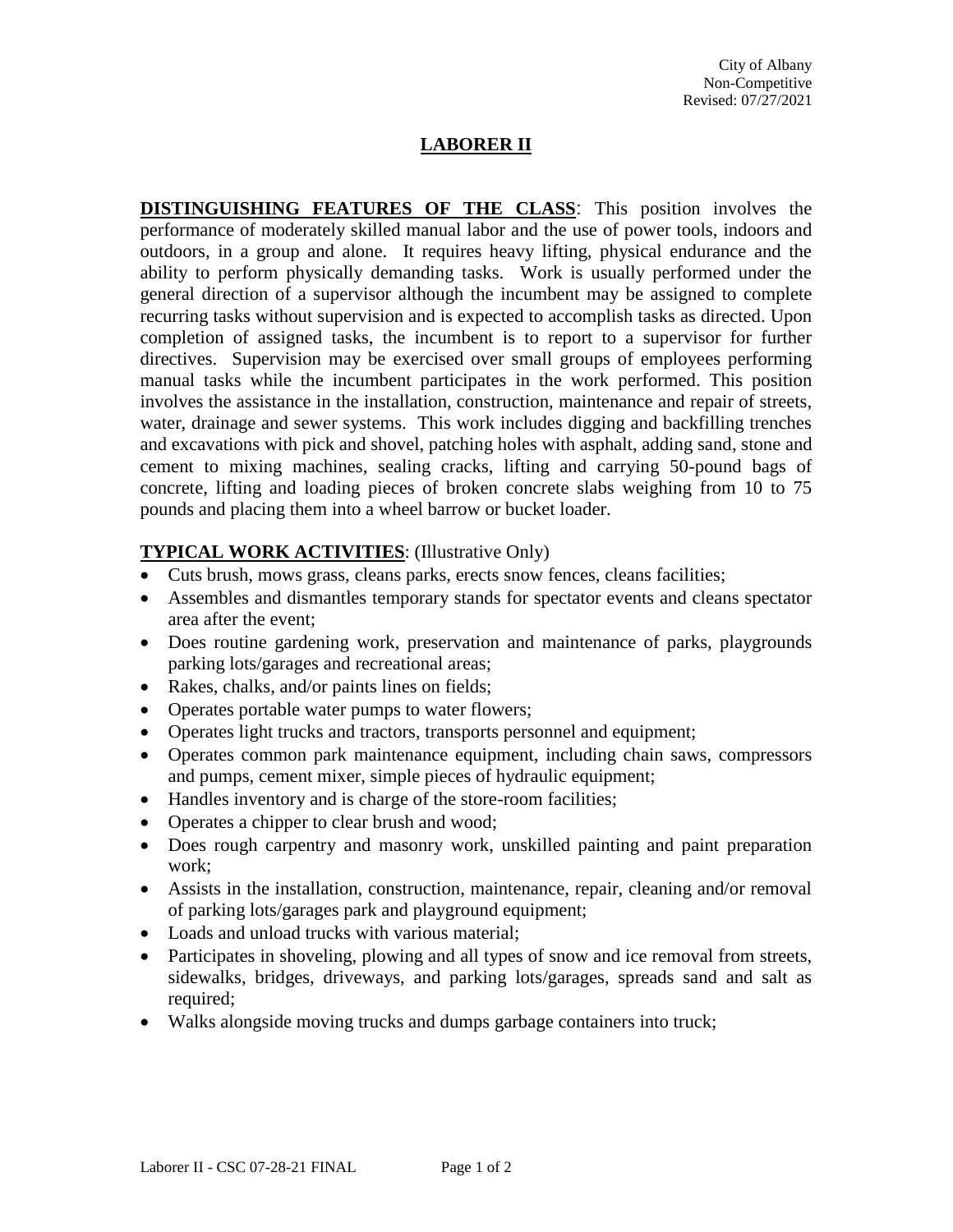City of Albany
Non-Competitive
Revised: 07/27/2021

# LABORER II

**DISTINGUISHING FEATURES OF THE CLASS**: This position involves the performance of moderately skilled manual labor and the use of power tools, indoors and outdoors, in a group and alone. It requires heavy lifting, physical endurance and the ability to perform physically demanding tasks. Work is usually performed under the general direction of a supervisor although the incumbent may be assigned to complete recurring tasks without supervision and is expected to accomplish tasks as directed. Upon completion of assigned tasks, the incumbent is to report to a supervisor for further directives. Supervision may be exercised over small groups of employees performing manual tasks while the incumbent participates in the work performed. This position involves the assistance in the installation, construction, maintenance and repair of streets, water, drainage and sewer systems. This work includes digging and backfilling trenches and excavations with pick and shovel, patching holes with asphalt, adding sand, stone and cement to mixing machines, sealing cracks, lifting and carrying 50-pound bags of concrete, lifting and loading pieces of broken concrete slabs weighing from 10 to 75 pounds and placing them into a wheel barrow or bucket loader.

**TYPICAL WORK ACTIVITIES**: (Illustrative Only)

- Cuts brush, mows grass, cleans parks, erects snow fences, cleans facilities;
- Assembles and dismantles temporary stands for spectator events and cleans spectator area after the event;
- Does routine gardening work, preservation and maintenance of parks, playgrounds parking lots/garages and recreational areas;
- Rakes, chalks, and/or paints lines on fields;
- Operates portable water pumps to water flowers;
- Operates light trucks and tractors, transports personnel and equipment;
- Operates common park maintenance equipment, including chain saws, compressors and pumps, cement mixer, simple pieces of hydraulic equipment;
- Handles inventory and is charge of the store-room facilities;
- Operates a chipper to clear brush and wood;
- Does rough carpentry and masonry work, unskilled painting and paint preparation work;
- Assists in the installation, construction, maintenance, repair, cleaning and/or removal of parking lots/garages park and playground equipment;
- Loads and unload trucks with various material;
- Participates in shoveling, plowing and all types of snow and ice removal from streets, sidewalks, bridges, driveways, and parking lots/garages, spreads sand and salt as required;
- Walks alongside moving trucks and dumps garbage containers into truck;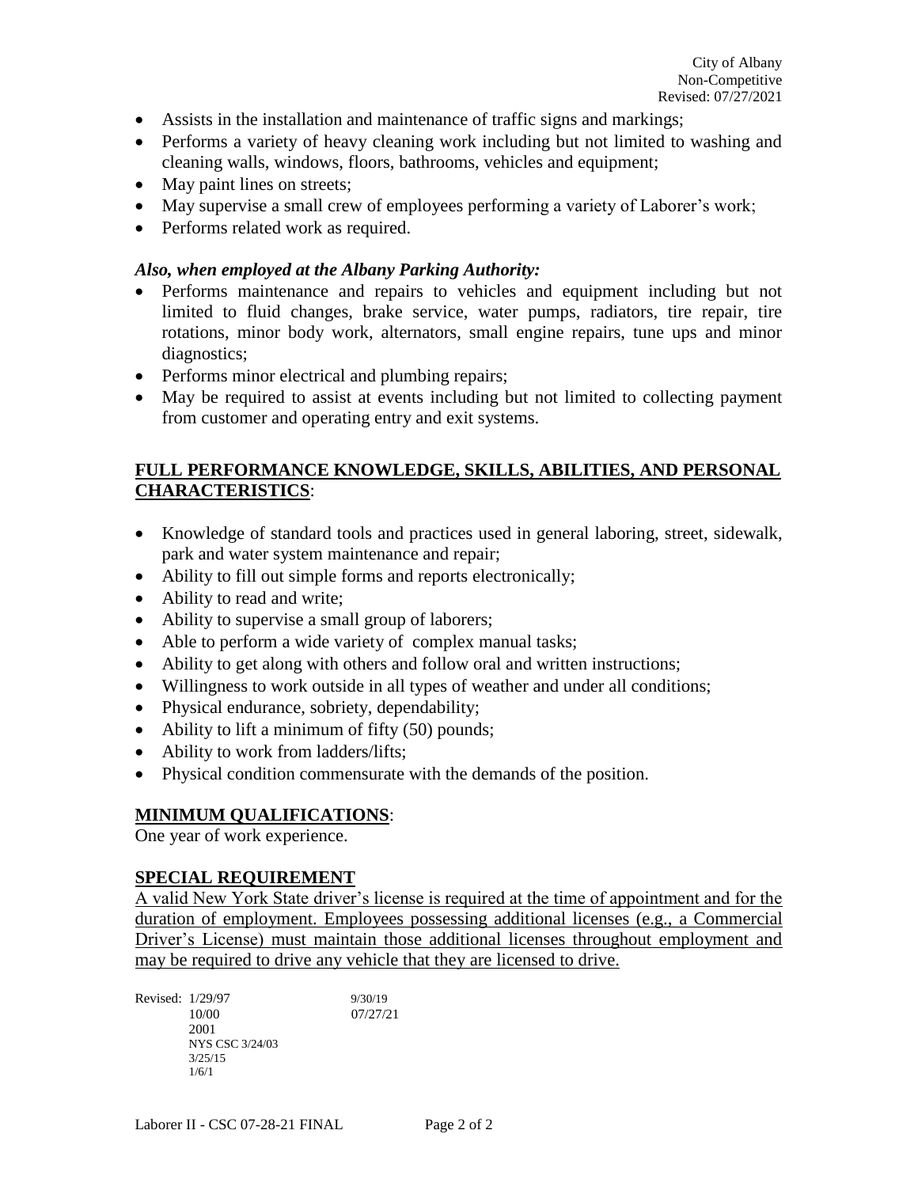- Assists in the installation and maintenance of traffic signs and markings;
- Performs a variety of heavy cleaning work including but not limited to washing and cleaning walls, windows, floors, bathrooms, vehicles and equipment;
- May paint lines on streets;
- May supervise a small crew of employees performing a variety of Laborer's work;
- Performs related work as required.

***Also, when employed at the Albany Parking Authority:***

- Performs maintenance and repairs to vehicles and equipment including but not limited to fluid changes, brake service, water pumps, radiators, tire repair, tire rotations, minor body work, alternators, small engine repairs, tune ups and minor diagnostics;
- Performs minor electrical and plumbing repairs;
- May be required to assist at events including but not limited to collecting payment from customer and operating entry and exit systems.

## FULL PERFORMANCE KNOWLEDGE, SKILLS, ABILITIES, AND PERSONAL CHARACTERISTICS:

- Knowledge of standard tools and practices used in general laboring, street, sidewalk, park and water system maintenance and repair;
- Ability to fill out simple forms and reports electronically;
- Ability to read and write;
- Ability to supervise a small group of laborers;
- Able to perform a wide variety of complex manual tasks;
- Ability to get along with others and follow oral and written instructions;
- Willingness to work outside in all types of weather and under all conditions;
- Physical endurance, sobriety, dependability;
- Ability to lift a minimum of fifty (50) pounds;
- Ability to work from ladders/lifts;
- Physical condition commensurate with the demands of the position.

## MINIMUM QUALIFICATIONS:

One year of work experience.

## SPECIAL REQUIREMENT

A valid New York State driver's license is required at the time of appointment and for the duration of employment. Employees possessing additional licenses (e.g., a Commercial Driver's License) must maintain those additional licenses throughout employment and may be required to drive any vehicle that they are licensed to drive.

Revised: 1/29/97
10/00
2001
NYS CSC 3/24/03
3/25/15
1/6/1
9/30/19
07/27/21